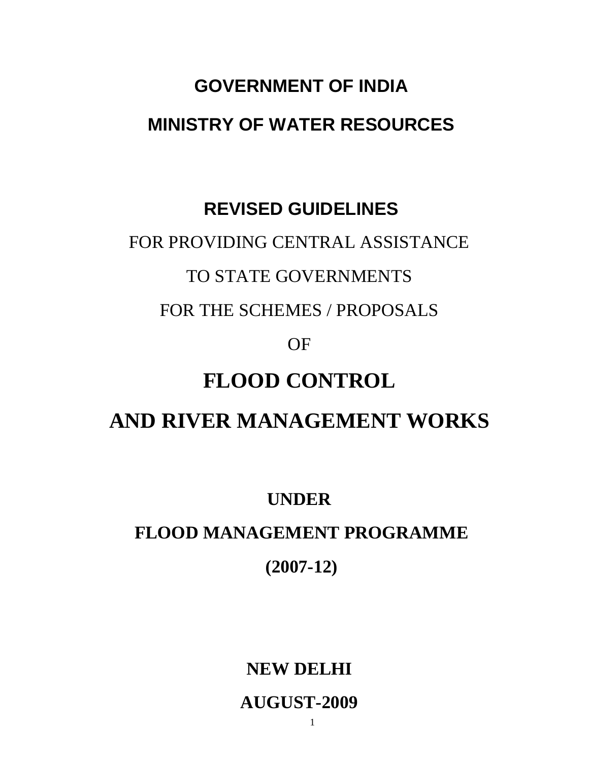# GOVERNMENT OF INDIA

# MINISTRY OF WATER RESOURCES

## REVISED GUIDELINES

FOR PROVIDING CENTRAL ASSISTANCE

TO STATE GOVERNMENTS

FOR THE SCHEMES / PROPOSALS

OF

# FLOOD CONTROL

# AND RIVER MANAGEMENT WORKS

**UNDER**

**FLOOD MANAGEMENT PROGRAMME**

**(2007-12)**

**NEW DELHI**

**AUGUST-2009**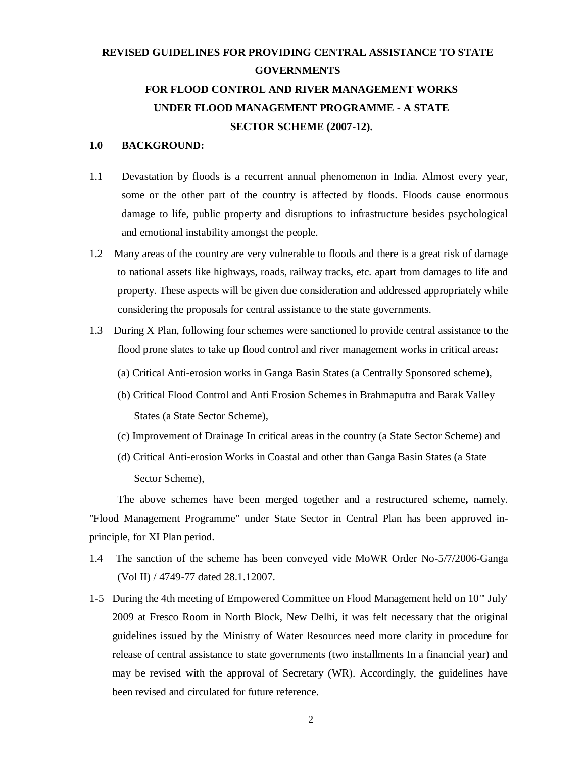# REVISED GUIDELINES FOR PROVIDING CENTRAL ASSISTANCE TO STATE GOVERNMENTS FOR FLOOD CONTROL AND RIVER MANAGEMENT WORKS UNDER FLOOD MANAGEMENT PROGRAMME - A STATE SECTOR SCHEME (2007-12).

## 1.0 BACKGROUND:

1.1 Devastation by floods is a recurrent annual phenomenon in India. Almost every year, some or the other part of the country is affected by floods. Floods cause enormous damage to life, public property and disruptions to infrastructure besides psychological and emotional instability amongst the people.

1.2 Many areas of the country are very vulnerable to floods and there is a great risk of damage to national assets like highways, roads, railway tracks, etc. apart from damages to life and property. These aspects will be given due consideration and addressed appropriately while considering the proposals for central assistance to the state governments.

1.3 During X Plan, following four schemes were sanctioned lo provide central assistance to the flood prone slates to take up flood control and river management works in critical areas**:**

(a) Critical Anti-erosion works in Ganga Basin States (a Centrally Sponsored scheme),

(b) Critical Flood Control and Anti Erosion Schemes in Brahmaputra and Barak Valley States (a State Sector Scheme),

(c) Improvement of Drainage In critical areas in the country (a State Sector Scheme) and

(d) Critical Anti-erosion Works in Coastal and other than Ganga Basin States (a State Sector Scheme),

The above schemes have been merged together and a restructured scheme**,** namely. "Flood Management Programme" under State Sector in Central Plan has been approved in-principle, for XI Plan period.

1.4 The sanction of the scheme has been conveyed vide MoWR Order No-5/7/2006-Ganga (Vol II) / 4749-77 dated 28.1.12007.

1-5 During the 4th meeting of Empowered Committee on Flood Management held on 10'" July' 2009 at Fresco Room in North Block, New Delhi, it was felt necessary that the original guidelines issued by the Ministry of Water Resources need more clarity in procedure for release of central assistance to state governments (two installments In a financial year) and may be revised with the approval of Secretary (WR). Accordingly, the guidelines have been revised and circulated for future reference.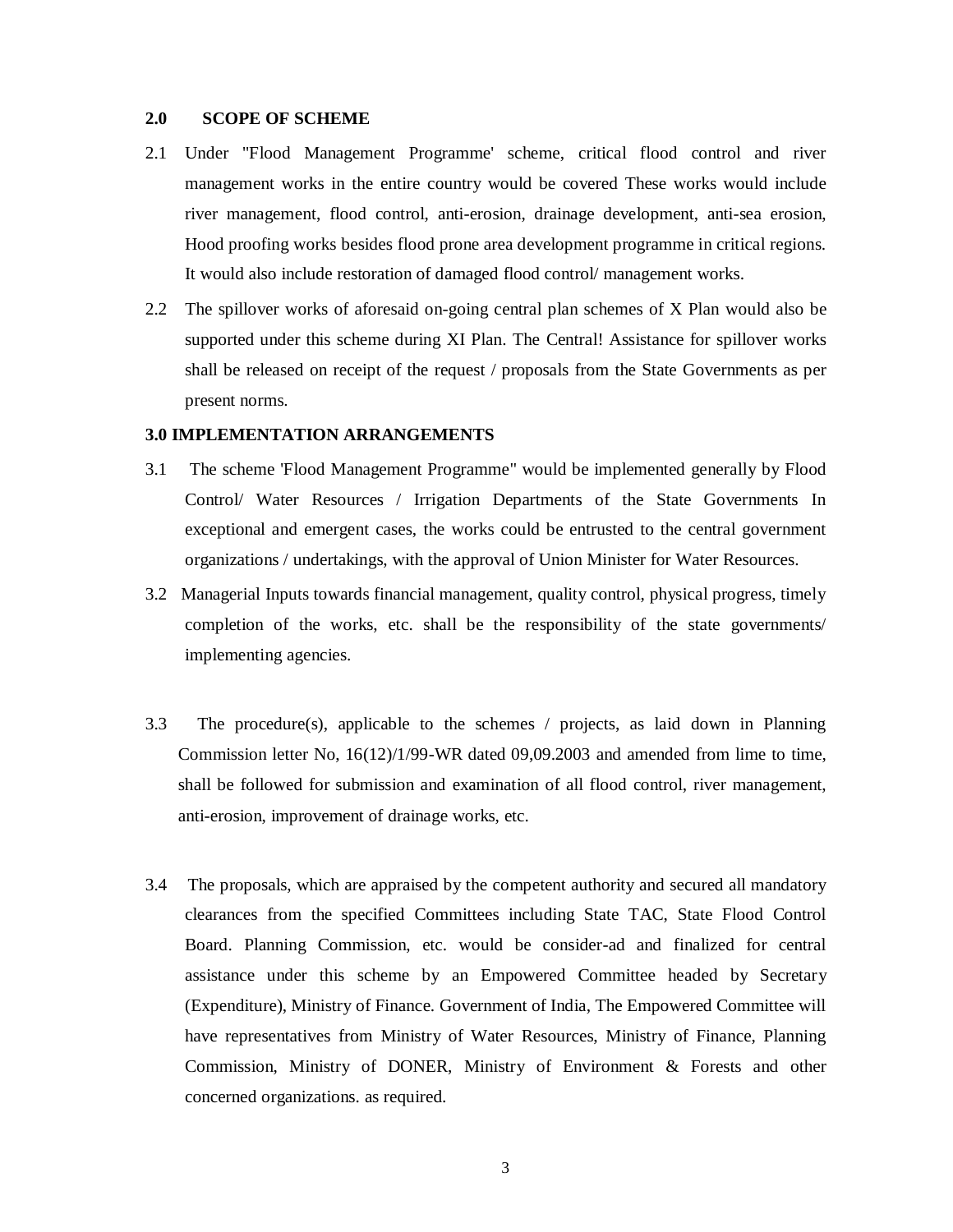## 2.0 SCOPE OF SCHEME

2.1 Under "Flood Management Programme' scheme, critical flood control and river management works in the entire country would be covered These works would include river management, flood control, anti-erosion, drainage development, anti-sea erosion, Hood proofing works besides flood prone area development programme in critical regions. It would also include restoration of damaged flood control/ management works.

2.2 The spillover works of aforesaid on-going central plan schemes of X Plan would also be supported under this scheme during XI Plan. The Central! Assistance for spillover works shall be released on receipt of the request / proposals from the State Governments as per present norms.

## 3.0 IMPLEMENTATION ARRANGEMENTS

3.1 The scheme 'Flood Management Programme" would be implemented generally by Flood Control/ Water Resources / Irrigation Departments of the State Governments In exceptional and emergent cases, the works could be entrusted to the central government organizations / undertakings, with the approval of Union Minister for Water Resources.

3.2 Managerial Inputs towards financial management, quality control, physical progress, timely completion of the works, etc. shall be the responsibility of the state governments/ implementing agencies.

3.3 The procedure(s), applicable to the schemes / projects, as laid down in Planning Commission letter No, 16(12)/1/99-WR dated 09,09.2003 and amended from lime to time, shall be followed for submission and examination of all flood control, river management, anti-erosion, improvement of drainage works, etc.

3.4 The proposals, which are appraised by the competent authority and secured all mandatory clearances from the specified Committees including State TAC, State Flood Control Board. Planning Commission, etc. would be consider-ad and finalized for central assistance under this scheme by an Empowered Committee headed by Secretary (Expenditure), Ministry of Finance. Government of India, The Empowered Committee will have representatives from Ministry of Water Resources, Ministry of Finance, Planning Commission, Ministry of DONER, Ministry of Environment & Forests and other concerned organizations. as required.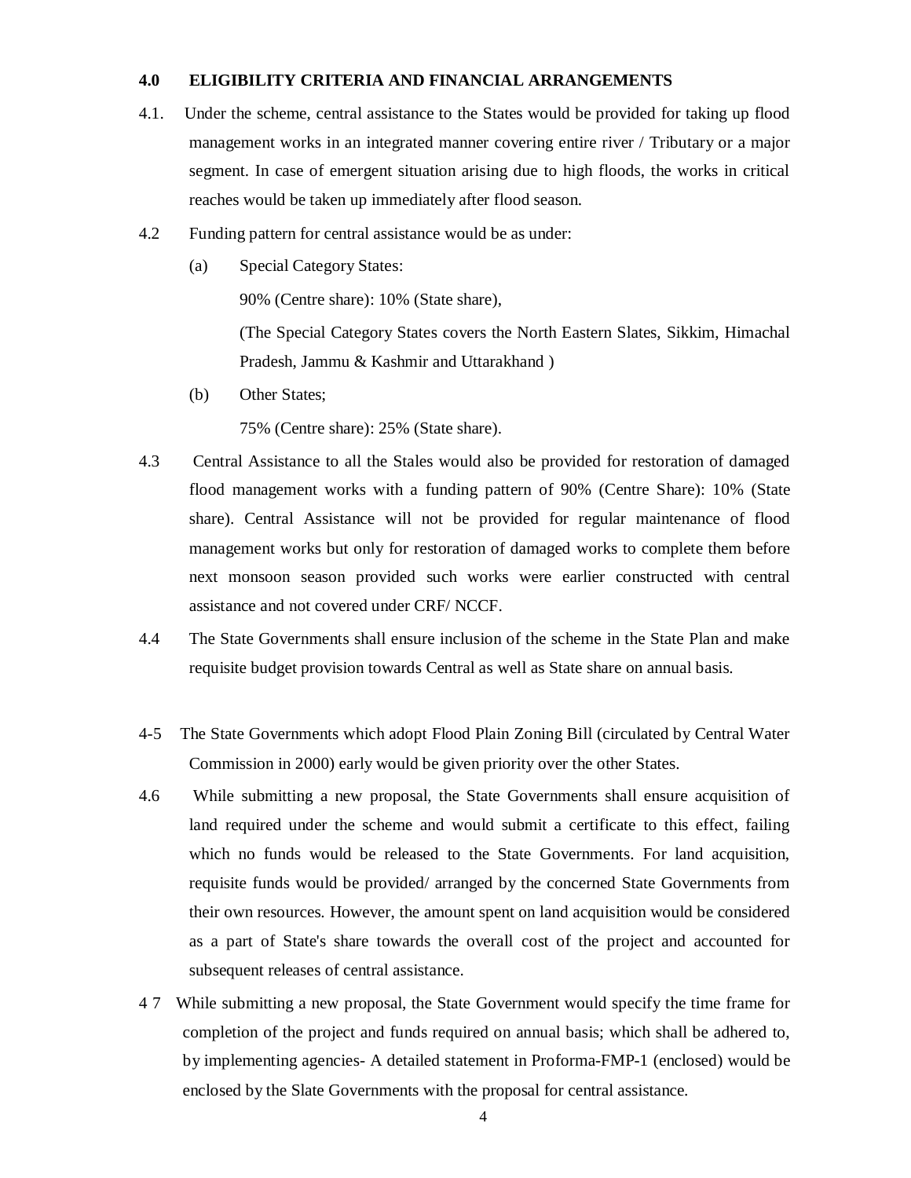## 4.0 ELIGIBILITY CRITERIA AND FINANCIAL ARRANGEMENTS

4.1. Under the scheme, central assistance to the States would be provided for taking up flood management works in an integrated manner covering entire river / Tributary or a major segment. In case of emergent situation arising due to high floods, the works in critical reaches would be taken up immediately after flood season.

4.2 Funding pattern for central assistance would be as under:

(a) Special Category States:

90% (Centre share): 10% (State share),

(The Special Category States covers the North Eastern Slates, Sikkim, Himachal Pradesh, Jammu & Kashmir and Uttarakhand )

(b) Other States;

75% (Centre share): 25% (State share).

4.3 Central Assistance to all the Stales would also be provided for restoration of damaged flood management works with a funding pattern of 90% (Centre Share): 10% (State share). Central Assistance will not be provided for regular maintenance of flood management works but only for restoration of damaged works to complete them before next monsoon season provided such works were earlier constructed with central assistance and not covered under CRF/ NCCF.

4.4 The State Governments shall ensure inclusion of the scheme in the State Plan and make requisite budget provision towards Central as well as State share on annual basis.

4-5 The State Governments which adopt Flood Plain Zoning Bill (circulated by Central Water Commission in 2000) early would be given priority over the other States.

4.6 While submitting a new proposal, the State Governments shall ensure acquisition of land required under the scheme and would submit a certificate to this effect, failing which no funds would be released to the State Governments. For land acquisition, requisite funds would be provided/ arranged by the concerned State Governments from their own resources. However, the amount spent on land acquisition would be considered as a part of State's share towards the overall cost of the project and accounted for subsequent releases of central assistance.

4 7 While submitting a new proposal, the State Government would specify the time frame for completion of the project and funds required on annual basis; which shall be adhered to, by implementing agencies- A detailed statement in Proforma-FMP-1 (enclosed) would be enclosed by the Slate Governments with the proposal for central assistance.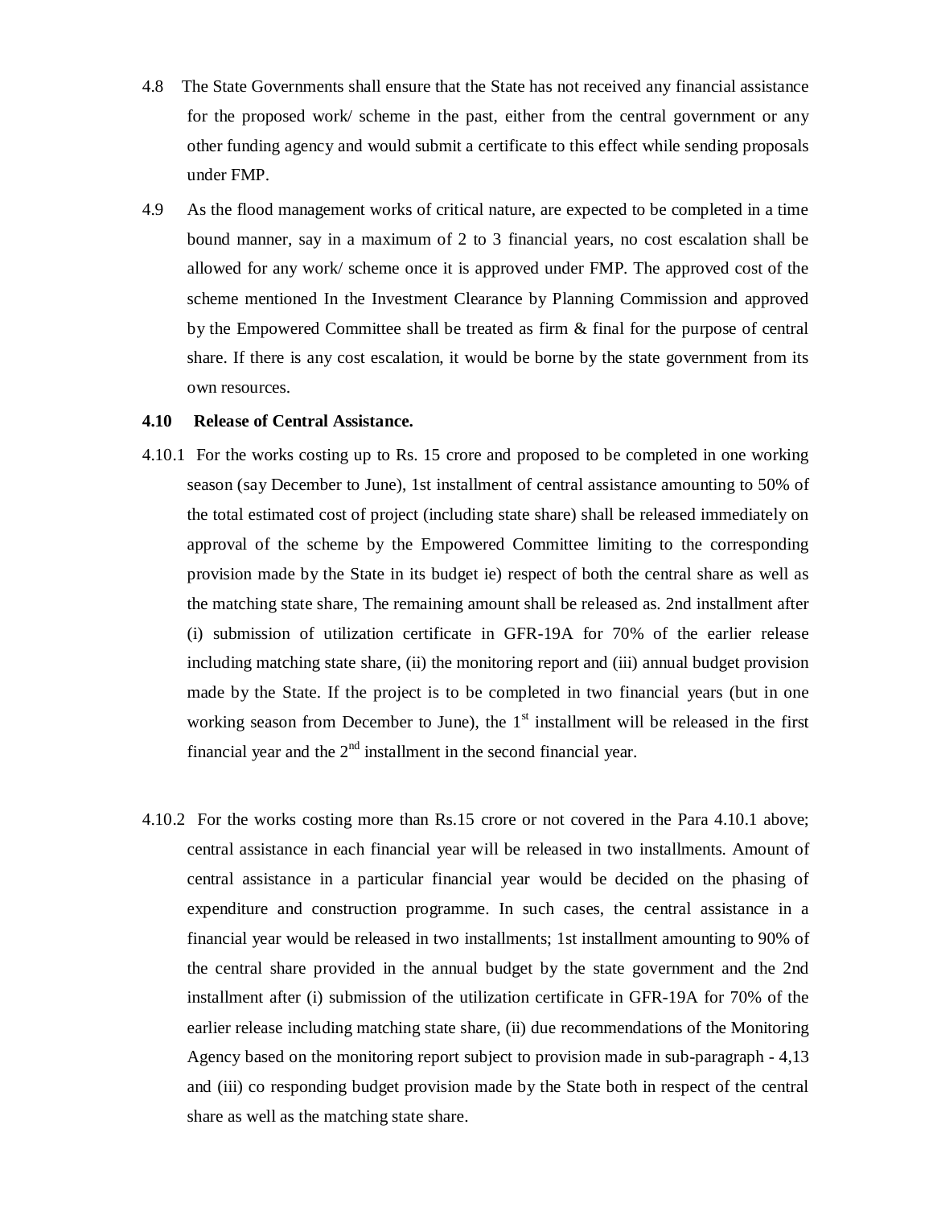4.8 The State Governments shall ensure that the State has not received any financial assistance for the proposed work/ scheme in the past, either from the central government or any other funding agency and would submit a certificate to this effect while sending proposals under FMP.

4.9 As the flood management works of critical nature, are expected to be completed in a time bound manner, say in a maximum of 2 to 3 financial years, no cost escalation shall be allowed for any work/ scheme once it is approved under FMP. The approved cost of the scheme mentioned In the Investment Clearance by Planning Commission and approved by the Empowered Committee shall be treated as firm & final for the purpose of central share. If there is any cost escalation, it would be borne by the state government from its own resources.

**4.10 Release of Central Assistance.**

4.10.1 For the works costing up to Rs. 15 crore and proposed to be completed in one working season (say December to June), 1st installment of central assistance amounting to 50% of the total estimated cost of project (including state share) shall be released immediately on approval of the scheme by the Empowered Committee limiting to the corresponding provision made by the State in its budget ie) respect of both the central share as well as the matching state share, The remaining amount shall be released as. 2nd installment after (i) submission of utilization certificate in GFR-19A for 70% of the earlier release including matching state share, (ii) the monitoring report and (iii) annual budget provision made by the State. If the project is to be completed in two financial years (but in one working season from December to June), the 1st installment will be released in the first financial year and the 2nd installment in the second financial year.

4.10.2 For the works costing more than Rs.15 crore or not covered in the Para 4.10.1 above; central assistance in each financial year will be released in two installments. Amount of central assistance in a particular financial year would be decided on the phasing of expenditure and construction programme. In such cases, the central assistance in a financial year would be released in two installments; 1st installment amounting to 90% of the central share provided in the annual budget by the state government and the 2nd installment after (i) submission of the utilization certificate in GFR-19A for 70% of the earlier release including matching state share, (ii) due recommendations of the Monitoring Agency based on the monitoring report subject to provision made in sub-paragraph - 4,13 and (iii) co responding budget provision made by the State both in respect of the central share as well as the matching state share.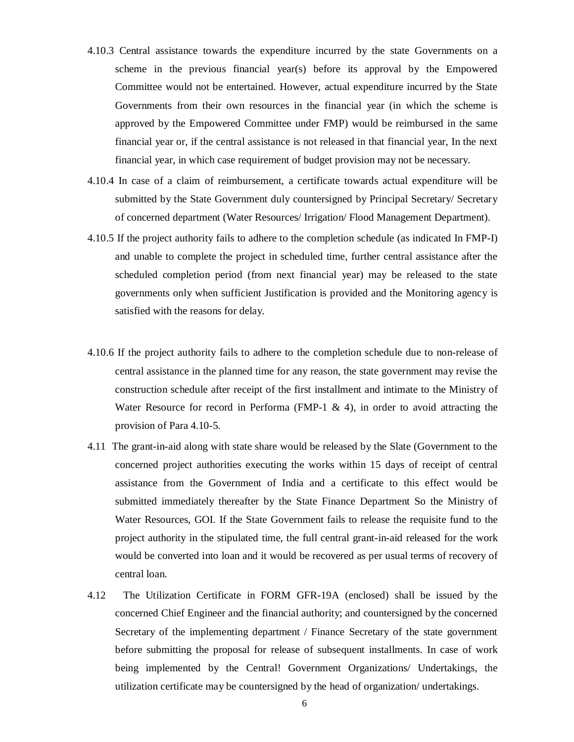4.10.3 Central assistance towards the expenditure incurred by the state Governments on a scheme in the previous financial year(s) before its approval by the Empowered Committee would not be entertained. However, actual expenditure incurred by the State Governments from their own resources in the financial year (in which the scheme is approved by the Empowered Committee under FMP) would be reimbursed in the same financial year or, if the central assistance is not released in that financial year, In the next financial year, in which case requirement of budget provision may not be necessary.

4.10.4 In case of a claim of reimbursement, a certificate towards actual expenditure will be submitted by the State Government duly countersigned by Principal Secretary/ Secretary of concerned department (Water Resources/ Irrigation/ Flood Management Department).

4.10.5 If the project authority fails to adhere to the completion schedule (as indicated In FMP-I) and unable to complete the project in scheduled time, further central assistance after the scheduled completion period (from next financial year) may be released to the state governments only when sufficient Justification is provided and the Monitoring agency is satisfied with the reasons for delay.

4.10.6 If the project authority fails to adhere to the completion schedule due to non-release of central assistance in the planned time for any reason, the state government may revise the construction schedule after receipt of the first installment and intimate to the Ministry of Water Resource for record in Performa (FMP-1 & 4), in order to avoid attracting the provision of Para 4.10-5.

4.11 The grant-in-aid along with state share would be released by the Slate (Government to the concerned project authorities executing the works within 15 days of receipt of central assistance from the Government of India and a certificate to this effect would be submitted immediately thereafter by the State Finance Department So the Ministry of Water Resources, GOI. If the State Government fails to release the requisite fund to the project authority in the stipulated time, the full central grant-in-aid released for the work would be converted into loan and it would be recovered as per usual terms of recovery of central loan.

4.12 The Utilization Certificate in FORM GFR-19A (enclosed) shall be issued by the concerned Chief Engineer and the financial authority; and countersigned by the concerned Secretary of the implementing department / Finance Secretary of the state government before submitting the proposal for release of subsequent installments. In case of work being implemented by the Central! Government Organizations/ Undertakings, the utilization certificate may be countersigned by the head of organization/ undertakings.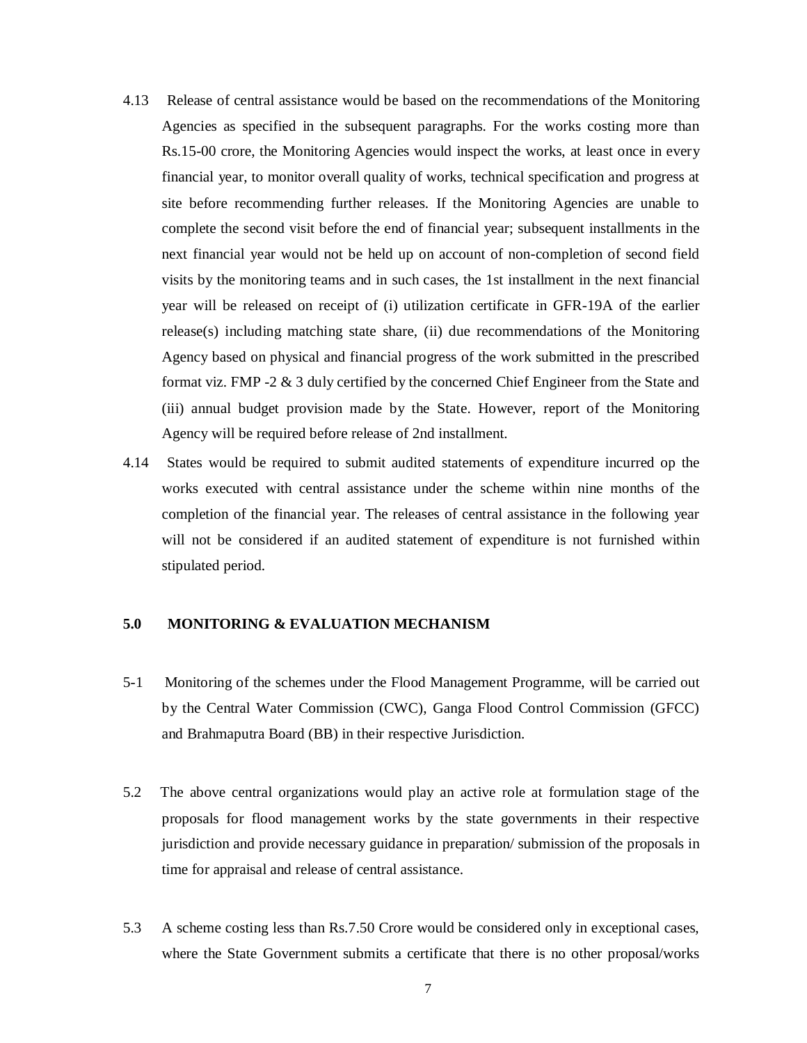4.13 Release of central assistance would be based on the recommendations of the Monitoring Agencies as specified in the subsequent paragraphs. For the works costing more than Rs.15-00 crore, the Monitoring Agencies would inspect the works, at least once in every financial year, to monitor overall quality of works, technical specification and progress at site before recommending further releases. If the Monitoring Agencies are unable to complete the second visit before the end of financial year; subsequent installments in the next financial year would not be held up on account of non-completion of second field visits by the monitoring teams and in such cases, the 1st installment in the next financial year will be released on receipt of (i) utilization certificate in GFR-19A of the earlier release(s) including matching state share, (ii) due recommendations of the Monitoring Agency based on physical and financial progress of the work submitted in the prescribed format viz. FMP -2 & 3 duly certified by the concerned Chief Engineer from the State and (iii) annual budget provision made by the State. However, report of the Monitoring Agency will be required before release of 2nd installment.

4.14 States would be required to submit audited statements of expenditure incurred op the works executed with central assistance under the scheme within nine months of the completion of the financial year. The releases of central assistance in the following year will not be considered if an audited statement of expenditure is not furnished within stipulated period.

## 5.0 MONITORING & EVALUATION MECHANISM

5-1 Monitoring of the schemes under the Flood Management Programme, will be carried out by the Central Water Commission (CWC), Ganga Flood Control Commission (GFCC) and Brahmaputra Board (BB) in their respective Jurisdiction.

5.2 The above central organizations would play an active role at formulation stage of the proposals for flood management works by the state governments in their respective jurisdiction and provide necessary guidance in preparation/ submission of the proposals in time for appraisal and release of central assistance.

5.3 A scheme costing less than Rs.7.50 Crore would be considered only in exceptional cases, where the State Government submits a certificate that there is no other proposal/works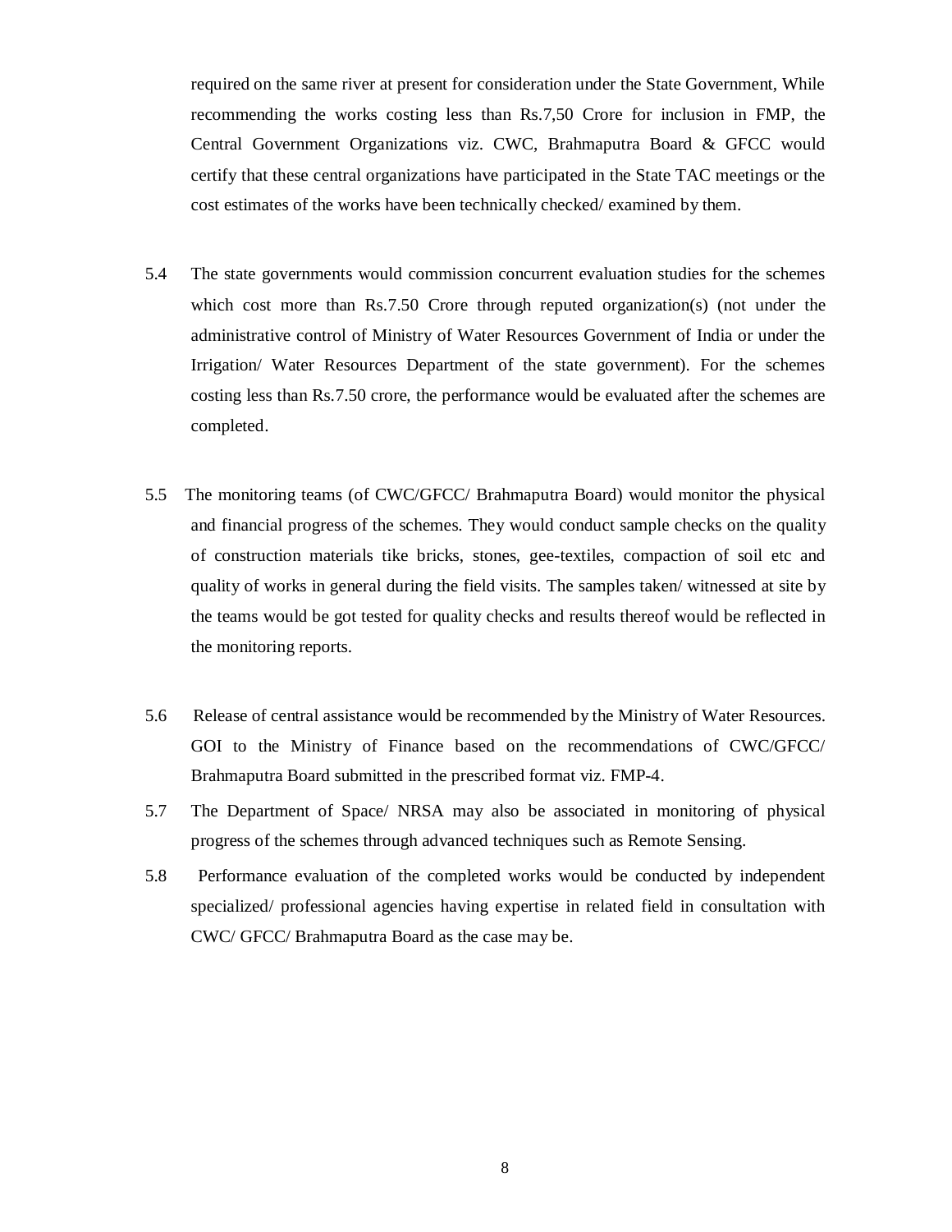required on the same river at present for consideration under the State Government, While recommending the works costing less than Rs.7,50 Crore for inclusion in FMP, the Central Government Organizations viz. CWC, Brahmaputra Board & GFCC would certify that these central organizations have participated in the State TAC meetings or the cost estimates of the works have been technically checked/ examined by them.

5.4 The state governments would commission concurrent evaluation studies for the schemes which cost more than Rs.7.50 Crore through reputed organization(s) (not under the administrative control of Ministry of Water Resources Government of India or under the Irrigation/ Water Resources Department of the state government). For the schemes costing less than Rs.7.50 crore, the performance would be evaluated after the schemes are completed.

5.5 The monitoring teams (of CWC/GFCC/ Brahmaputra Board) would monitor the physical and financial progress of the schemes. They would conduct sample checks on the quality of construction materials tike bricks, stones, gee-textiles, compaction of soil etc and quality of works in general during the field visits. The samples taken/ witnessed at site by the teams would be got tested for quality checks and results thereof would be reflected in the monitoring reports.

5.6 Release of central assistance would be recommended by the Ministry of Water Resources. GOI to the Ministry of Finance based on the recommendations of CWC/GFCC/ Brahmaputra Board submitted in the prescribed format viz. FMP-4.

5.7 The Department of Space/ NRSA may also be associated in monitoring of physical progress of the schemes through advanced techniques such as Remote Sensing.

5.8 Performance evaluation of the completed works would be conducted by independent specialized/ professional agencies having expertise in related field in consultation with CWC/ GFCC/ Brahmaputra Board as the case may be.